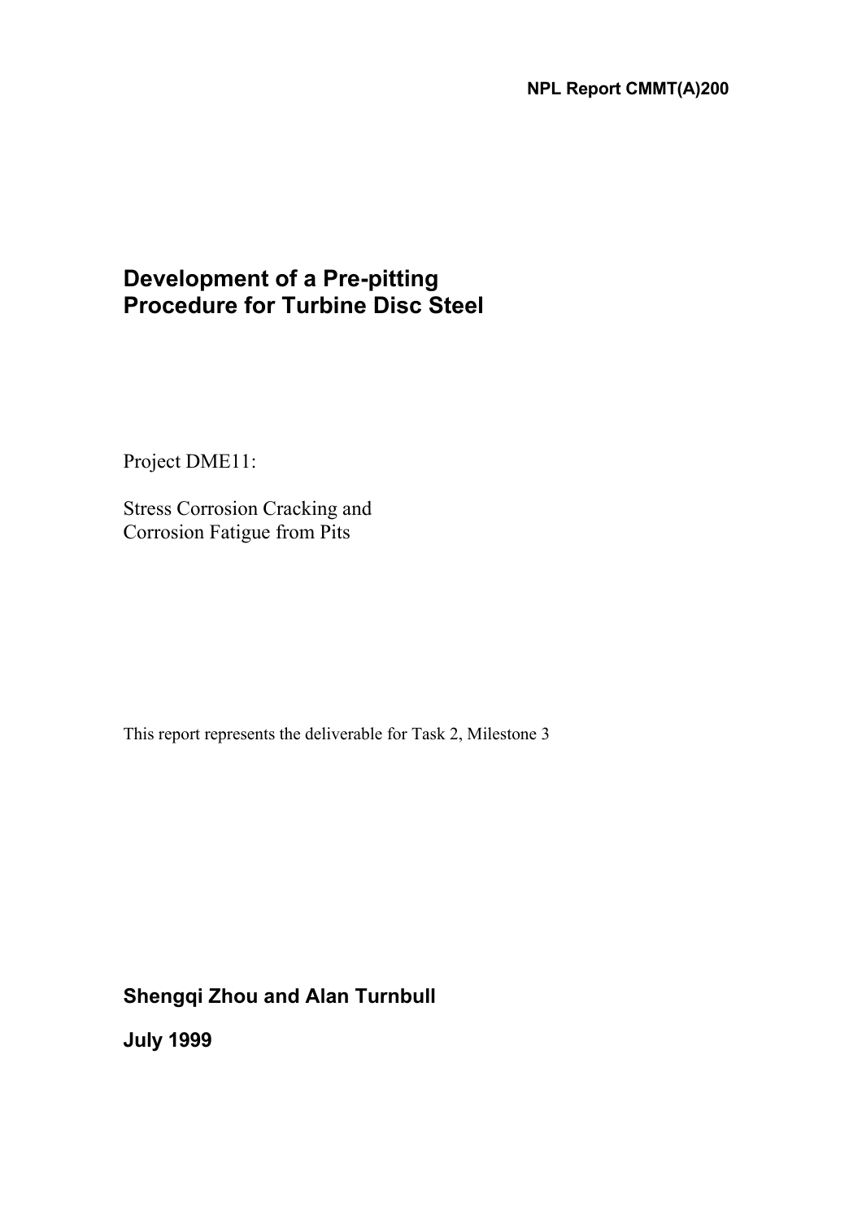**NPL Report CMMT(A)200**

# Development of a Pre-pitting Procedure for Turbine Disc Steel

Project DME11:

Stress Corrosion Cracking and Corrosion Fatigue from Pits

This report represents the deliverable for Task 2, Milestone 3

**Shengqi Zhou and Alan Turnbull**

**July 1999**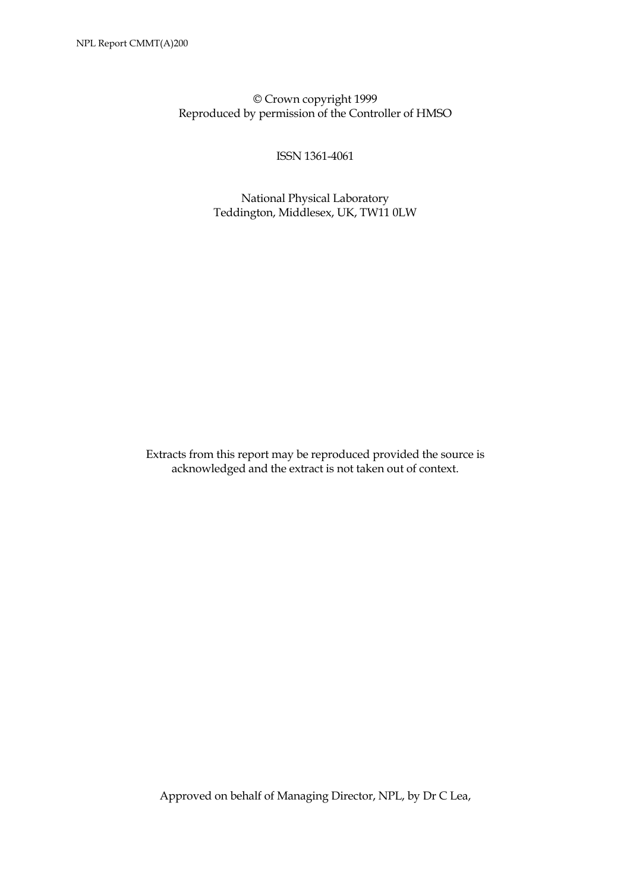© Crown copyright 1999
Reproduced by permission of the Controller of HMSO

ISSN 1361-4061

National Physical Laboratory
Teddington, Middlesex, UK, TW11 0LW

Extracts from this report may be reproduced provided the source is acknowledged and the extract is not taken out of context.

Approved on behalf of Managing Director, NPL, by Dr C Lea,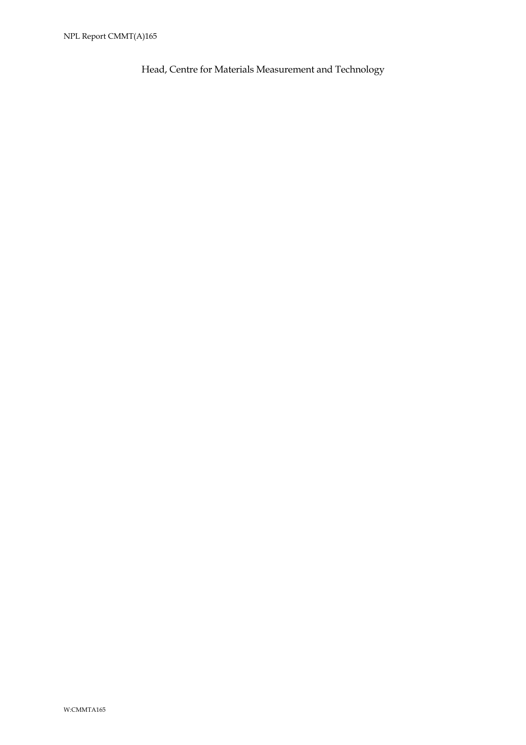Head, Centre for Materials Measurement and Technology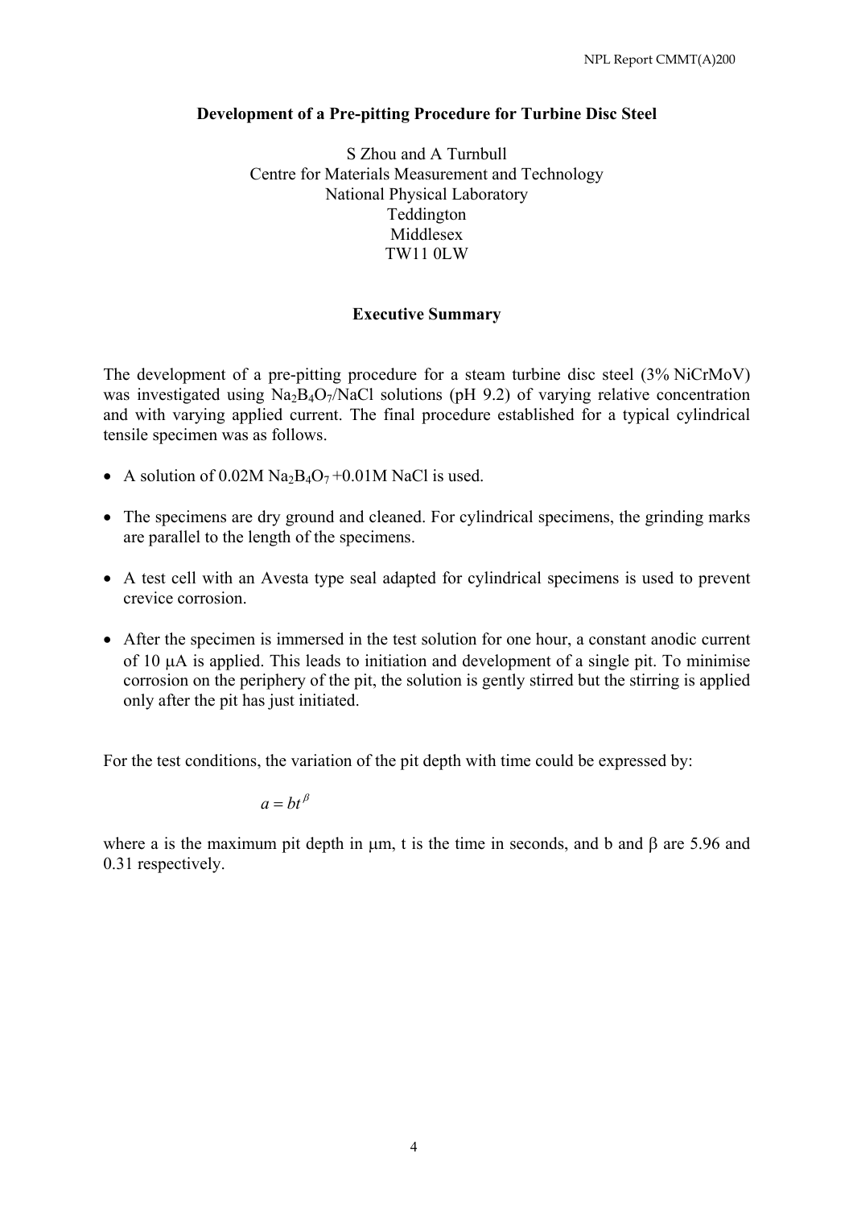# Development of a Pre-pitting Procedure for Turbine Disc Steel

S Zhou and A Turnbull
Centre for Materials Measurement and Technology
National Physical Laboratory
Teddington
Middlesex
TW11 0LW

## Executive Summary

The development of a pre-pitting procedure for a steam turbine disc steel (3% NiCrMoV) was investigated using $Na_2B_4O_7$/NaCl solutions (pH 9.2) of varying relative concentration and with varying applied current. The final procedure established for a typical cylindrical tensile specimen was as follows.

- A solution of 0.02M $Na_2B_4O_7$ +0.01M NaCl is used.
- The specimens are dry ground and cleaned. For cylindrical specimens, the grinding marks are parallel to the length of the specimens.
- A test cell with an Avesta type seal adapted for cylindrical specimens is used to prevent crevice corrosion.
- After the specimen is immersed in the test solution for one hour, a constant anodic current of 10 μA is applied. This leads to initiation and development of a single pit. To minimise corrosion on the periphery of the pit, the solution is gently stirred but the stirring is applied only after the pit has just initiated.

For the test conditions, the variation of the pit depth with time could be expressed by:

$$a = bt^{\beta}$$

where a is the maximum pit depth in μm, t is the time in seconds, and b and β are 5.96 and 0.31 respectively.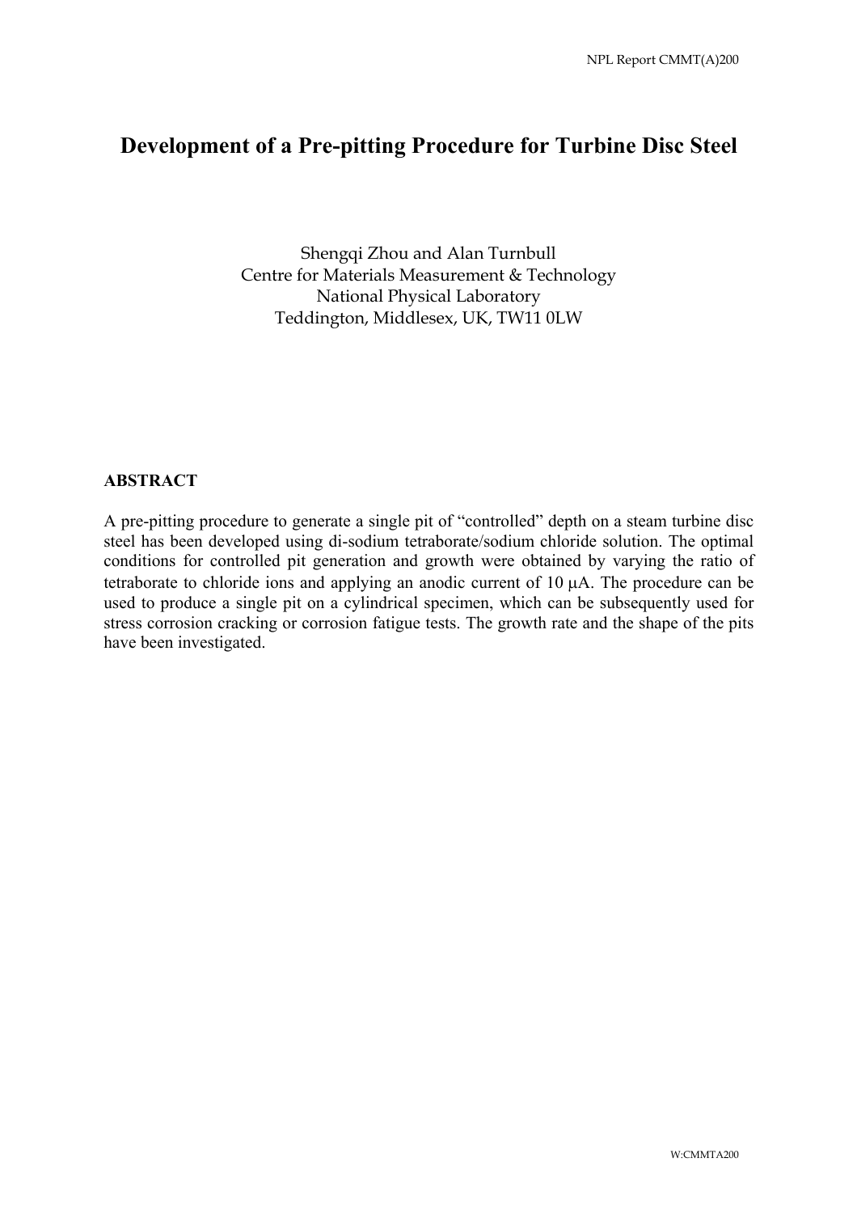# Development of a Pre-pitting Procedure for Turbine Disc Steel

Shengqi Zhou and Alan Turnbull
Centre for Materials Measurement & Technology
National Physical Laboratory
Teddington, Middlesex, UK, TW11 0LW

## ABSTRACT

A pre-pitting procedure to generate a single pit of "controlled" depth on a steam turbine disc steel has been developed using di-sodium tetraborate/sodium chloride solution. The optimal conditions for controlled pit generation and growth were obtained by varying the ratio of tetraborate to chloride ions and applying an anodic current of 10 μA. The procedure can be used to produce a single pit on a cylindrical specimen, which can be subsequently used for stress corrosion cracking or corrosion fatigue tests. The growth rate and the shape of the pits have been investigated.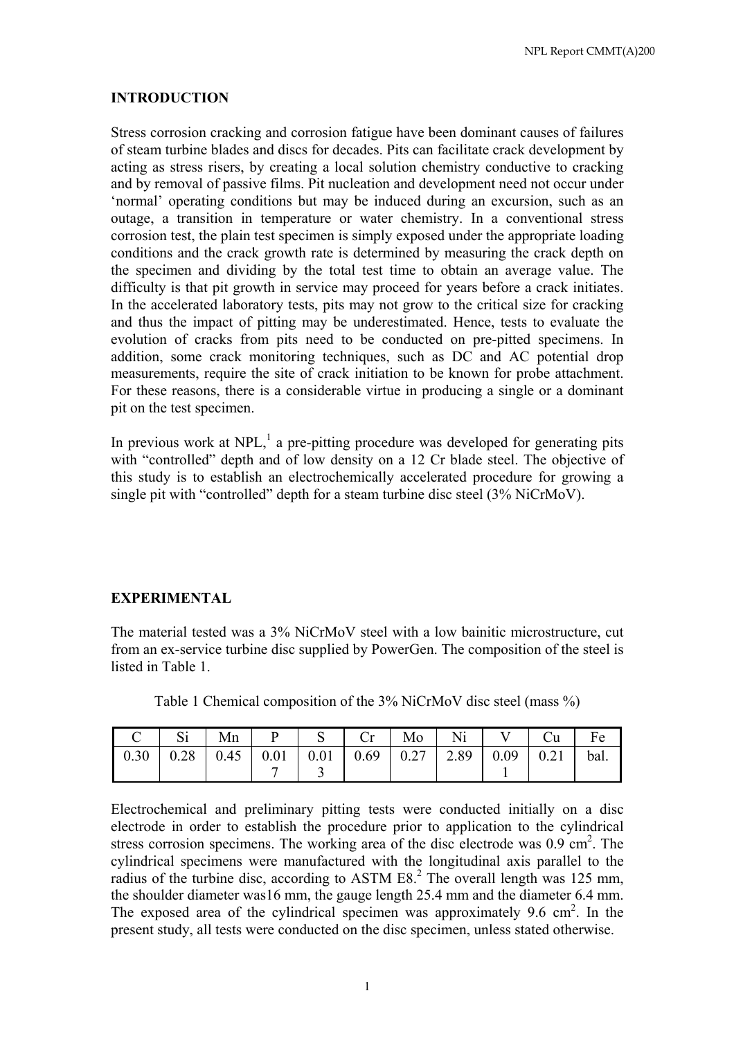## INTRODUCTION

Stress corrosion cracking and corrosion fatigue have been dominant causes of failures of steam turbine blades and discs for decades. Pits can facilitate crack development by acting as stress risers, by creating a local solution chemistry conductive to cracking and by removal of passive films. Pit nucleation and development need not occur under 'normal' operating conditions but may be induced during an excursion, such as an outage, a transition in temperature or water chemistry. In a conventional stress corrosion test, the plain test specimen is simply exposed under the appropriate loading conditions and the crack growth rate is determined by measuring the crack depth on the specimen and dividing by the total test time to obtain an average value. The difficulty is that pit growth in service may proceed for years before a crack initiates. In the accelerated laboratory tests, pits may not grow to the critical size for cracking and thus the impact of pitting may be underestimated. Hence, tests to evaluate the evolution of cracks from pits need to be conducted on pre-pitted specimens. In addition, some crack monitoring techniques, such as DC and AC potential drop measurements, require the site of crack initiation to be known for probe attachment. For these reasons, there is a considerable virtue in producing a single or a dominant pit on the test specimen.

In previous work at NPL,[1] a pre-pitting procedure was developed for generating pits with "controlled" depth and of low density on a 12 Cr blade steel. The objective of this study is to establish an electrochemically accelerated procedure for growing a single pit with "controlled" depth for a steam turbine disc steel (3% NiCrMoV).

## EXPERIMENTAL

The material tested was a 3% NiCrMoV steel with a low bainitic microstructure, cut from an ex-service turbine disc supplied by PowerGen. The composition of the steel is listed in Table 1.

Table 1 Chemical composition of the 3% NiCrMoV disc steel (mass %)

| C | Si | Mn | P | S | Cr | Mo | Ni | V | Cu | Fe |
|---|---|---|---|---|---|---|---|---|---|---|
| 0.30 | 0.28 | 0.45 | 0.017 | 0.013 | 0.69 | 0.27 | 2.89 | 0.091 | 0.21 | bal. |

Electrochemical and preliminary pitting tests were conducted initially on a disc electrode in order to establish the procedure prior to application to the cylindrical stress corrosion specimens. The working area of the disc electrode was 0.9 $cm^2$. The cylindrical specimens were manufactured with the longitudinal axis parallel to the radius of the turbine disc, according to ASTM E8.[2] The overall length was 125 mm, the shoulder diameter was16 mm, the gauge length 25.4 mm and the diameter 6.4 mm. The exposed area of the cylindrical specimen was approximately 9.6 $cm^2$. In the present study, all tests were conducted on the disc specimen, unless stated otherwise.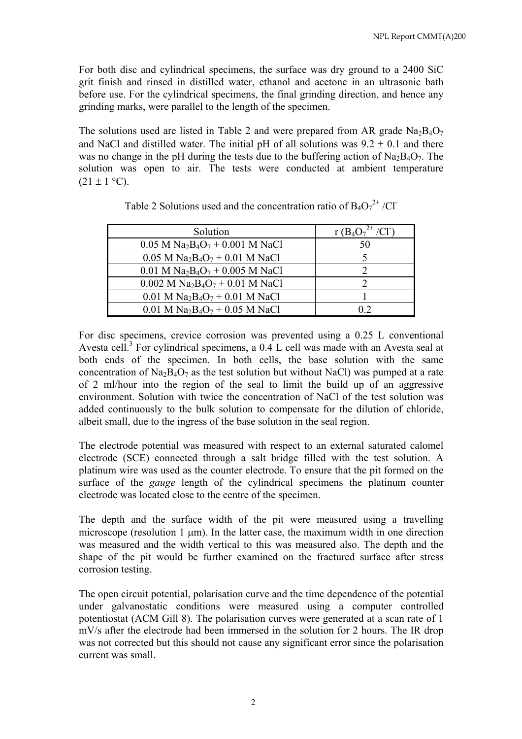For both disc and cylindrical specimens, the surface was dry ground to a 2400 SiC grit finish and rinsed in distilled water, ethanol and acetone in an ultrasonic bath before use. For the cylindrical specimens, the final grinding direction, and hence any grinding marks, were parallel to the length of the specimen.

The solutions used are listed in Table 2 and were prepared from AR grade $Na_2B_4O_7$ and NaCl and distilled water. The initial pH of all solutions was $9.2 \pm 0.1$ and there was no change in the pH during the tests due to the buffering action of $Na_2B_4O_7$. The solution was open to air. The tests were conducted at ambient temperature ($21 \pm 1$ °C).

Table 2 Solutions used and the concentration ratio of $B_4O_7^{2+}$ /$Cl^-$

| Solution | r ($B_4O_7^{2+}$ /$Cl^-$) |
|---|---|
| 0.05 M $Na_2B_4O_7$ + 0.001 M NaCl | 50 |
| 0.05 M $Na_2B_4O_7$ + 0.01 M NaCl | 5 |
| 0.01 M $Na_2B_4O_7$ + 0.005 M NaCl | 2 |
| 0.002 M $Na_2B_4O_7$ + 0.01 M NaCl | 2 |
| 0.01 M $Na_2B_4O_7$ + 0.01 M NaCl | 1 |
| 0.01 M $Na_2B_4O_7$ + 0.05 M NaCl | 0.2 |

For disc specimens, crevice corrosion was prevented using a 0.25 L conventional Avesta cell.[3] For cylindrical specimens, a 0.4 L cell was made with an Avesta seal at both ends of the specimen. In both cells, the base solution with the same concentration of $Na_2B_4O_7$ as the test solution but without NaCl) was pumped at a rate of 2 ml/hour into the region of the seal to limit the build up of an aggressive environment. Solution with twice the concentration of NaCl of the test solution was added continuously to the bulk solution to compensate for the dilution of chloride, albeit small, due to the ingress of the base solution in the seal region.

The electrode potential was measured with respect to an external saturated calomel electrode (SCE) connected through a salt bridge filled with the test solution. A platinum wire was used as the counter electrode. To ensure that the pit formed on the surface of the *gauge* length of the cylindrical specimens the platinum counter electrode was located close to the centre of the specimen.

The depth and the surface width of the pit were measured using a travelling microscope (resolution 1 μm). In the latter case, the maximum width in one direction was measured and the width vertical to this was measured also. The depth and the shape of the pit would be further examined on the fractured surface after stress corrosion testing.

The open circuit potential, polarisation curve and the time dependence of the potential under galvanostatic conditions were measured using a computer controlled potentiostat (ACM Gill 8). The polarisation curves were generated at a scan rate of 1 mV/s after the electrode had been immersed in the solution for 2 hours. The IR drop was not corrected but this should not cause any significant error since the polarisation current was small.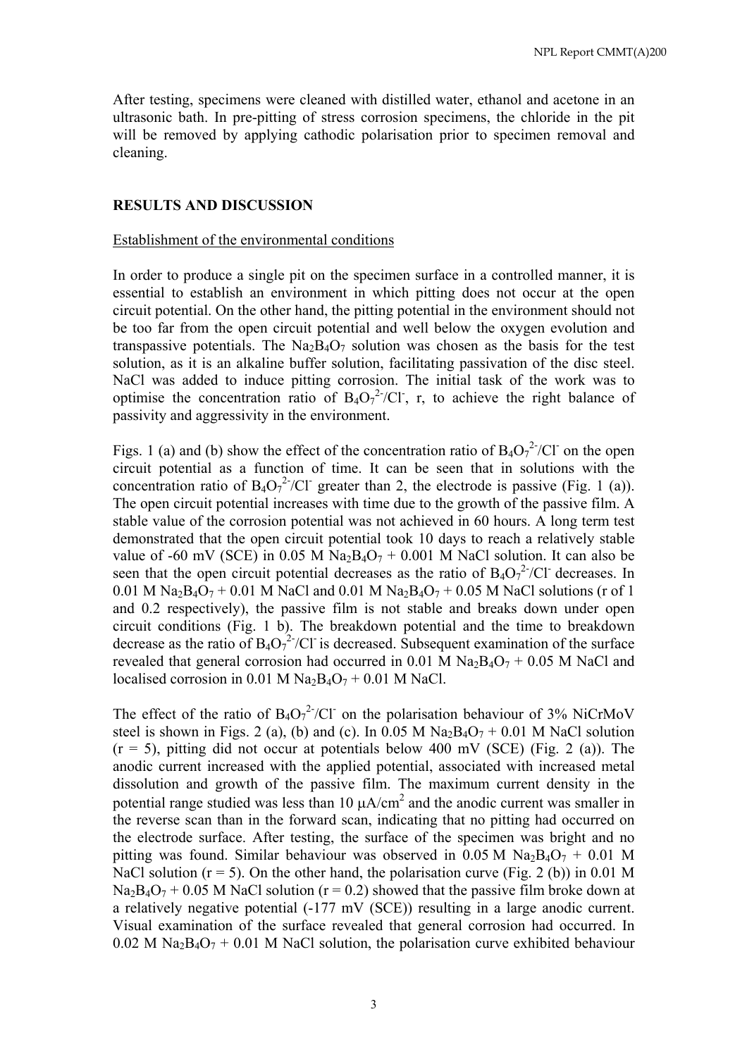After testing, specimens were cleaned with distilled water, ethanol and acetone in an ultrasonic bath. In pre-pitting of stress corrosion specimens, the chloride in the pit will be removed by applying cathodic polarisation prior to specimen removal and cleaning.

## RESULTS AND DISCUSSION

### Establishment of the environmental conditions

In order to produce a single pit on the specimen surface in a controlled manner, it is essential to establish an environment in which pitting does not occur at the open circuit potential. On the other hand, the pitting potential in the environment should not be too far from the open circuit potential and well below the oxygen evolution and transpassive potentials. The $Na_2B_4O_7$ solution was chosen as the basis for the test solution, as it is an alkaline buffer solution, facilitating passivation of the disc steel. NaCl was added to induce pitting corrosion. The initial task of the work was to optimise the concentration ratio of $B_4O_7^{2-}/Cl^-$, r, to achieve the right balance of passivity and aggressivity in the environment.

Figs. 1 (a) and (b) show the effect of the concentration ratio of $B_4O_7^{2-}/Cl^-$ on the open circuit potential as a function of time. It can be seen that in solutions with the concentration ratio of $B_4O_7^{2-}/Cl^-$ greater than 2, the electrode is passive (Fig. 1 (a)). The open circuit potential increases with time due to the growth of the passive film. A stable value of the corrosion potential was not achieved in 60 hours. A long term test demonstrated that the open circuit potential took 10 days to reach a relatively stable value of -60 mV (SCE) in 0.05 M $Na_2B_4O_7$ + 0.001 M NaCl solution. It can also be seen that the open circuit potential decreases as the ratio of $B_4O_7^{2-}/Cl^-$ decreases. In 0.01 M $Na_2B_4O_7$ + 0.01 M NaCl and 0.01 M $Na_2B_4O_7$ + 0.05 M NaCl solutions (r of 1 and 0.2 respectively), the passive film is not stable and breaks down under open circuit conditions (Fig. 1 b). The breakdown potential and the time to breakdown decrease as the ratio of $B_4O_7^{2-}/Cl^-$ is decreased. Subsequent examination of the surface revealed that general corrosion had occurred in 0.01 M $Na_2B_4O_7$ + 0.05 M NaCl and localised corrosion in 0.01 M $Na_2B_4O_7$ + 0.01 M NaCl.

The effect of the ratio of $B_4O_7^{2-}/Cl^-$ on the polarisation behaviour of 3% NiCrMoV steel is shown in Figs. 2 (a), (b) and (c). In 0.05 M $Na_2B_4O_7$ + 0.01 M NaCl solution (r = 5), pitting did not occur at potentials below 400 mV (SCE) (Fig. 2 (a)). The anodic current increased with the applied potential, associated with increased metal dissolution and growth of the passive film. The maximum current density in the potential range studied was less than 10 $\mu A/cm^2$ and the anodic current was smaller in the reverse scan than in the forward scan, indicating that no pitting had occurred on the electrode surface. After testing, the surface of the specimen was bright and no pitting was found. Similar behaviour was observed in 0.05 M $Na_2B_4O_7$ + 0.01 M NaCl solution (r = 5). On the other hand, the polarisation curve (Fig. 2 (b)) in 0.01 M $Na_2B_4O_7$ + 0.05 M NaCl solution (r = 0.2) showed that the passive film broke down at a relatively negative potential (-177 mV (SCE)) resulting in a large anodic current. Visual examination of the surface revealed that general corrosion had occurred. In 0.02 M $Na_2B_4O_7$ + 0.01 M NaCl solution, the polarisation curve exhibited behaviour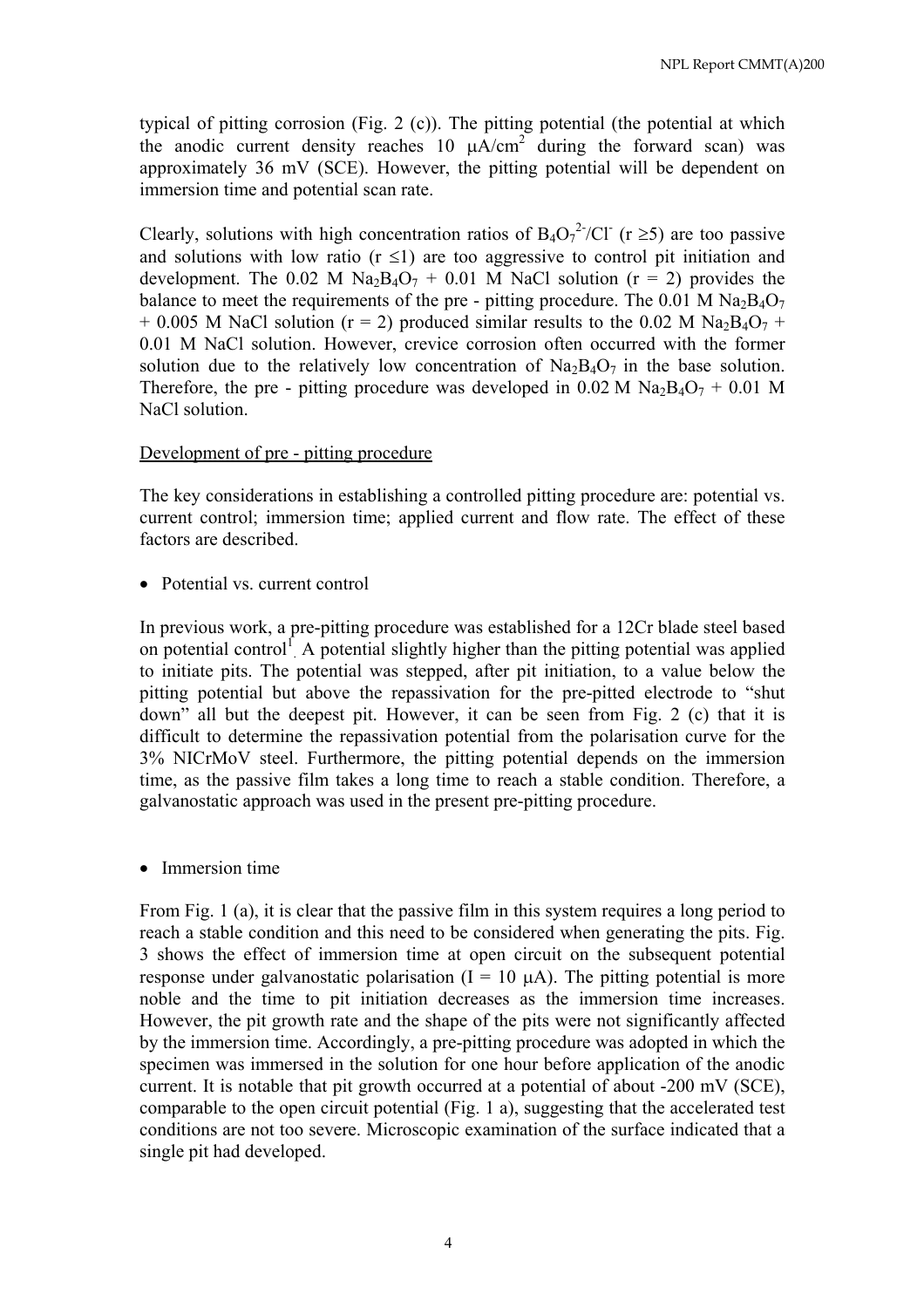typical of pitting corrosion (Fig. 2 (c)). The pitting potential (the potential at which the anodic current density reaches 10 μA/cm$^2$ during the forward scan) was approximately 36 mV (SCE). However, the pitting potential will be dependent on immersion time and potential scan rate.

Clearly, solutions with high concentration ratios of $B_4O_7^{2-}/Cl^-$ ($r \geq 5$) are too passive and solutions with low ratio ($r \leq 1$) are too aggressive to control pit initiation and development. The 0.02 M $Na_2B_4O_7$ + 0.01 M NaCl solution (r = 2) provides the balance to meet the requirements of the pre - pitting procedure. The 0.01 M $Na_2B_4O_7$ + 0.005 M NaCl solution (r = 2) produced similar results to the 0.02 M $Na_2B_4O_7$ + 0.01 M NaCl solution. However, crevice corrosion often occurred with the former solution due to the relatively low concentration of $Na_2B_4O_7$ in the base solution. Therefore, the pre - pitting procedure was developed in 0.02 M $Na_2B_4O_7$ + 0.01 M NaCl solution.

<u>Development of pre - pitting procedure</u>

The key considerations in establishing a controlled pitting procedure are: potential vs. current control; immersion time; applied current and flow rate. The effect of these factors are described.

- Potential vs. current control

In previous work, a pre-pitting procedure was established for a 12Cr blade steel based on potential control[1]. A potential slightly higher than the pitting potential was applied to initiate pits. The potential was stepped, after pit initiation, to a value below the pitting potential but above the repassivation for the pre-pitted electrode to "shut down" all but the deepest pit. However, it can be seen from Fig. 2 (c) that it is difficult to determine the repassivation potential from the polarisation curve for the 3% NICrMoV steel. Furthermore, the pitting potential depends on the immersion time, as the passive film takes a long time to reach a stable condition. Therefore, a galvanostatic approach was used in the present pre-pitting procedure.

- Immersion time

From Fig. 1 (a), it is clear that the passive film in this system requires a long period to reach a stable condition and this need to be considered when generating the pits. Fig. 3 shows the effect of immersion time at open circuit on the subsequent potential response under galvanostatic polarisation (I = 10 μA). The pitting potential is more noble and the time to pit initiation decreases as the immersion time increases. However, the pit growth rate and the shape of the pits were not significantly affected by the immersion time. Accordingly, a pre-pitting procedure was adopted in which the specimen was immersed in the solution for one hour before application of the anodic current. It is notable that pit growth occurred at a potential of about -200 mV (SCE), comparable to the open circuit potential (Fig. 1 a), suggesting that the accelerated test conditions are not too severe. Microscopic examination of the surface indicated that a single pit had developed.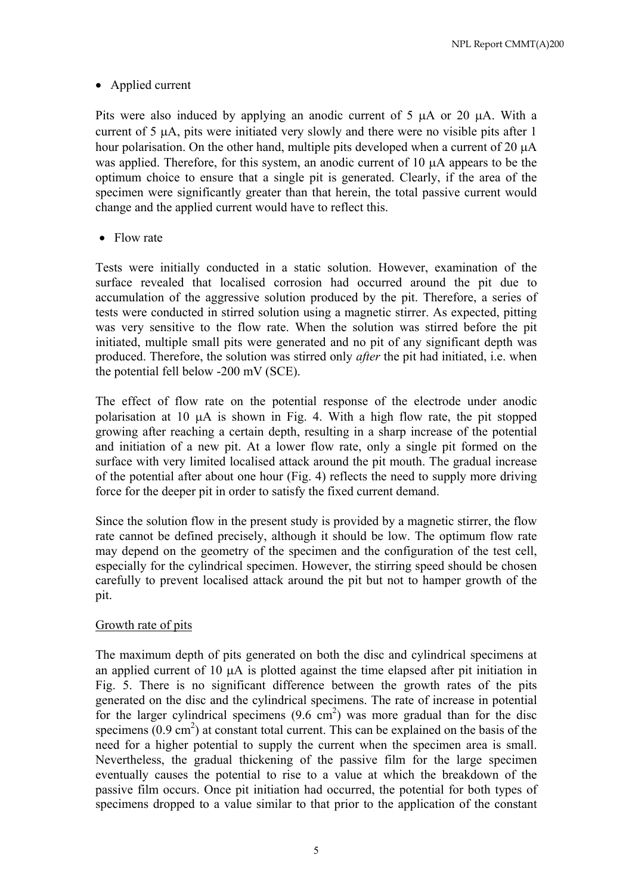- Applied current

Pits were also induced by applying an anodic current of 5 μA or 20 μA. With a current of 5 μA, pits were initiated very slowly and there were no visible pits after 1 hour polarisation. On the other hand, multiple pits developed when a current of 20 μA was applied. Therefore, for this system, an anodic current of 10 μA appears to be the optimum choice to ensure that a single pit is generated. Clearly, if the area of the specimen were significantly greater than that herein, the total passive current would change and the applied current would have to reflect this.

- Flow rate

Tests were initially conducted in a static solution. However, examination of the surface revealed that localised corrosion had occurred around the pit due to accumulation of the aggressive solution produced by the pit. Therefore, a series of tests were conducted in stirred solution using a magnetic stirrer. As expected, pitting was very sensitive to the flow rate. When the solution was stirred before the pit initiated, multiple small pits were generated and no pit of any significant depth was produced. Therefore, the solution was stirred only *after* the pit had initiated, i.e. when the potential fell below -200 mV (SCE).

The effect of flow rate on the potential response of the electrode under anodic polarisation at 10 μA is shown in Fig. 4. With a high flow rate, the pit stopped growing after reaching a certain depth, resulting in a sharp increase of the potential and initiation of a new pit. At a lower flow rate, only a single pit formed on the surface with very limited localised attack around the pit mouth. The gradual increase of the potential after about one hour (Fig. 4) reflects the need to supply more driving force for the deeper pit in order to satisfy the fixed current demand.

Since the solution flow in the present study is provided by a magnetic stirrer, the flow rate cannot be defined precisely, although it should be low. The optimum flow rate may depend on the geometry of the specimen and the configuration of the test cell, especially for the cylindrical specimen. However, the stirring speed should be chosen carefully to prevent localised attack around the pit but not to hamper growth of the pit.

Growth rate of pits

The maximum depth of pits generated on both the disc and cylindrical specimens at an applied current of 10 μA is plotted against the time elapsed after pit initiation in Fig. 5. There is no significant difference between the growth rates of the pits generated on the disc and the cylindrical specimens. The rate of increase in potential for the larger cylindrical specimens (9.6 $cm^2$) was more gradual than for the disc specimens (0.9 $cm^2$) at constant total current. This can be explained on the basis of the need for a higher potential to supply the current when the specimen area is small. Nevertheless, the gradual thickening of the passive film for the large specimen eventually causes the potential to rise to a value at which the breakdown of the passive film occurs. Once pit initiation had occurred, the potential for both types of specimens dropped to a value similar to that prior to the application of the constant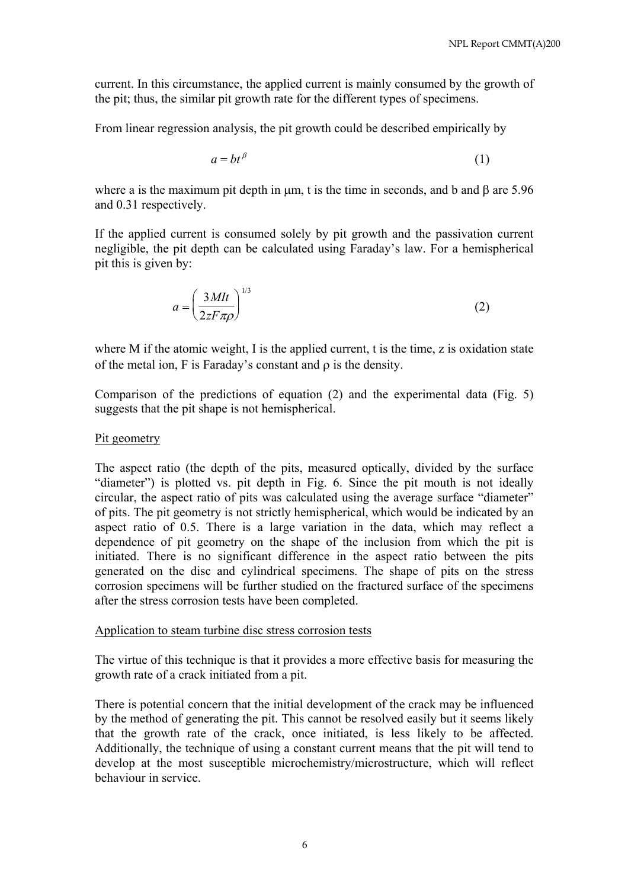current. In this circumstance, the applied current is mainly consumed by the growth of the pit; thus, the similar pit growth rate for the different types of specimens.

From linear regression analysis, the pit growth could be described empirically by

$$a = bt^{\beta} \qquad (1)$$

where a is the maximum pit depth in μm, t is the time in seconds, and b and β are 5.96 and 0.31 respectively.

If the applied current is consumed solely by pit growth and the passivation current negligible, the pit depth can be calculated using Faraday's law. For a hemispherical pit this is given by:

$$a = \left( \frac{3MIt}{2zF\pi\rho} \right)^{1/3} \qquad (2)$$

where M if the atomic weight, I is the applied current, t is the time, z is oxidation state of the metal ion, F is Faraday's constant and ρ is the density.

Comparison of the predictions of equation (2) and the experimental data (Fig. 5) suggests that the pit shape is not hemispherical.

Pit geometry

The aspect ratio (the depth of the pits, measured optically, divided by the surface "diameter") is plotted vs. pit depth in Fig. 6. Since the pit mouth is not ideally circular, the aspect ratio of pits was calculated using the average surface "diameter" of pits. The pit geometry is not strictly hemispherical, which would be indicated by an aspect ratio of 0.5. There is a large variation in the data, which may reflect a dependence of pit geometry on the shape of the inclusion from which the pit is initiated. There is no significant difference in the aspect ratio between the pits generated on the disc and cylindrical specimens. The shape of pits on the stress corrosion specimens will be further studied on the fractured surface of the specimens after the stress corrosion tests have been completed.

Application to steam turbine disc stress corrosion tests

The virtue of this technique is that it provides a more effective basis for measuring the growth rate of a crack initiated from a pit.

There is potential concern that the initial development of the crack may be influenced by the method of generating the pit. This cannot be resolved easily but it seems likely that the growth rate of the crack, once initiated, is less likely to be affected. Additionally, the technique of using a constant current means that the pit will tend to develop at the most susceptible microchemistry/microstructure, which will reflect behaviour in service.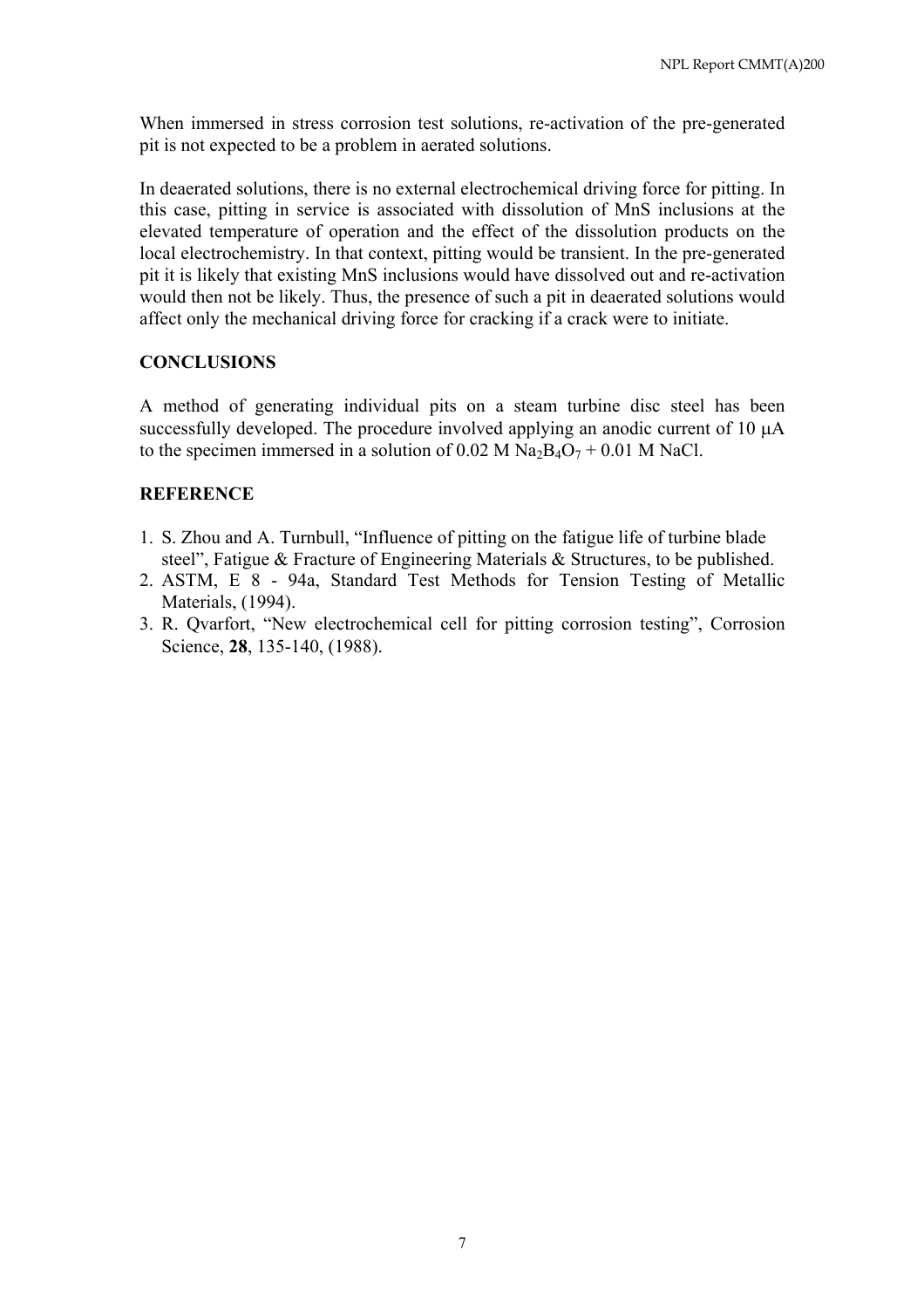When immersed in stress corrosion test solutions, re-activation of the pre-generated pit is not expected to be a problem in aerated solutions.

In deaerated solutions, there is no external electrochemical driving force for pitting. In this case, pitting in service is associated with dissolution of MnS inclusions at the elevated temperature of operation and the effect of the dissolution products on the local electrochemistry. In that context, pitting would be transient. In the pre-generated pit it is likely that existing MnS inclusions would have dissolved out and re-activation would then not be likely. Thus, the presence of such a pit in deaerated solutions would affect only the mechanical driving force for cracking if a crack were to initiate.

## CONCLUSIONS

A method of generating individual pits on a steam turbine disc steel has been successfully developed. The procedure involved applying an anodic current of 10 μA to the specimen immersed in a solution of 0.02 M $Na_2B_4O_7$ + 0.01 M NaCl.

## REFERENCE

1. S. Zhou and A. Turnbull, "Influence of pitting on the fatigue life of turbine blade steel", Fatigue & Fracture of Engineering Materials & Structures, to be published.
2. ASTM, E 8 - 94a, Standard Test Methods for Tension Testing of Metallic Materials, (1994).
3. R. Qvarfort, "New electrochemical cell for pitting corrosion testing", Corrosion Science, **28**, 135-140, (1988).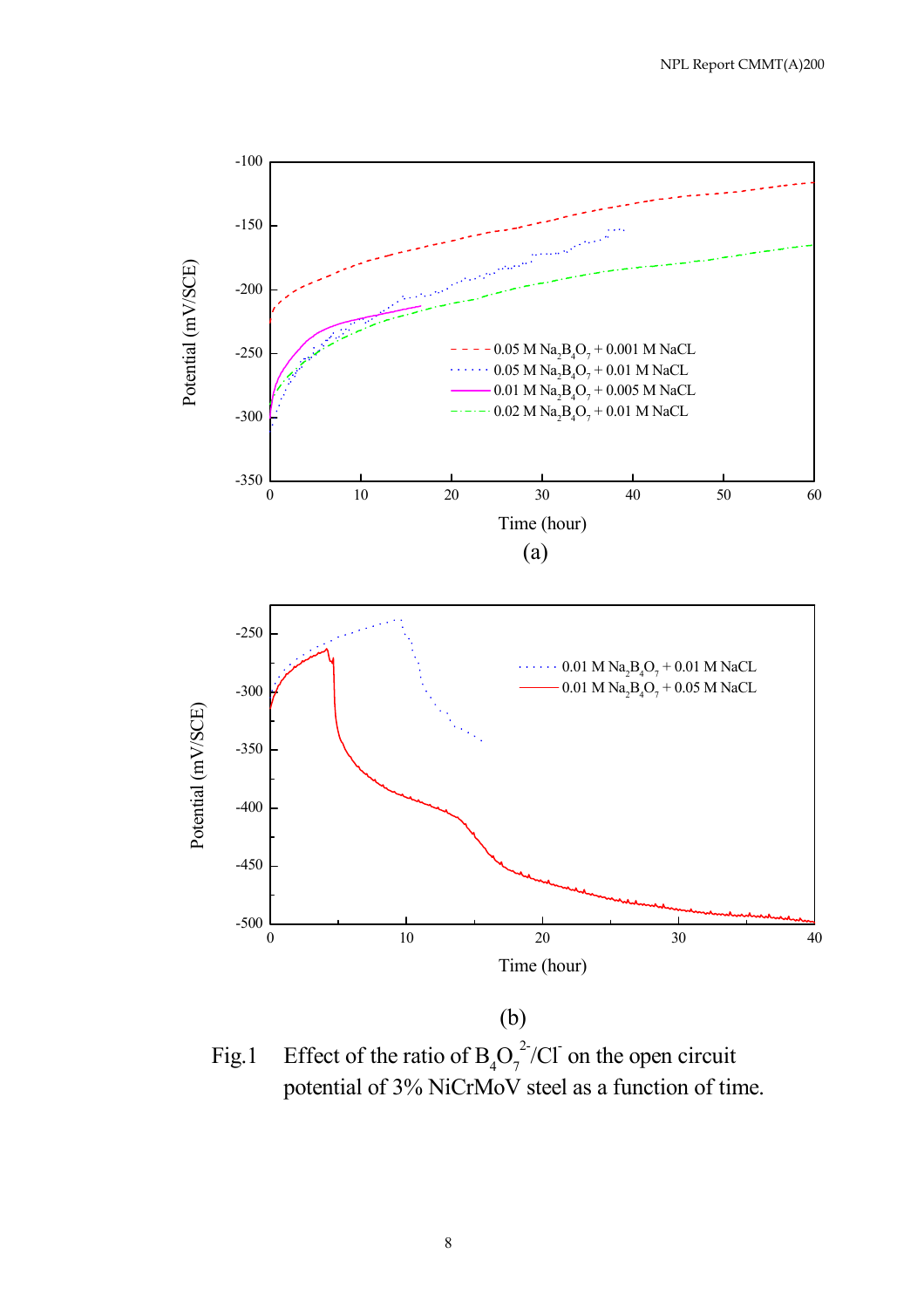(a)

(b)

Fig.1 Effect of the ratio of $B_4O_7^{2-}/Cl^-$ on the open circuit potential of 3% NiCrMoV steel as a function of time.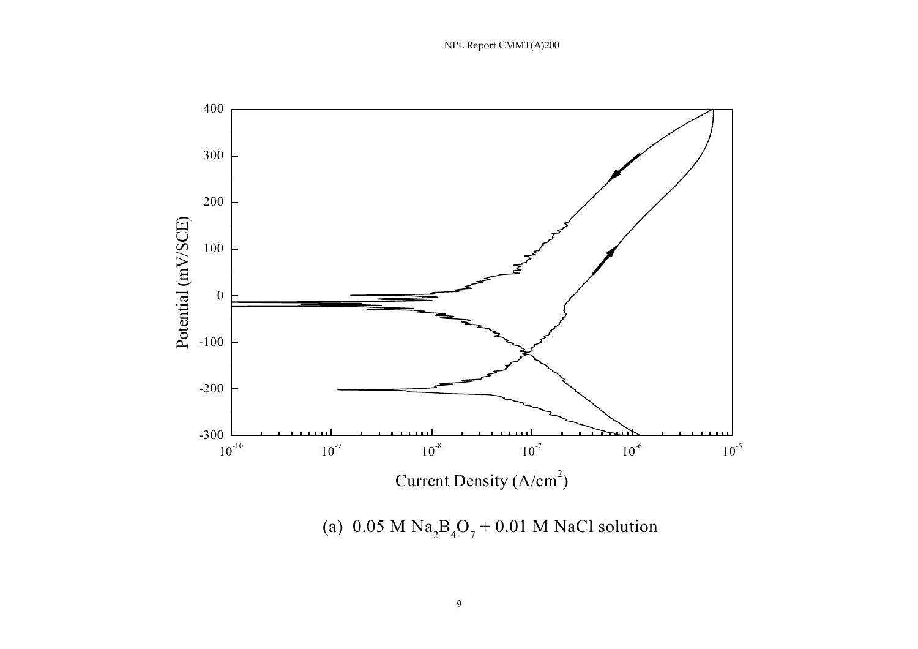(a) 0.05 M $Na_2B_4O_7$ + 0.01 M NaCl solution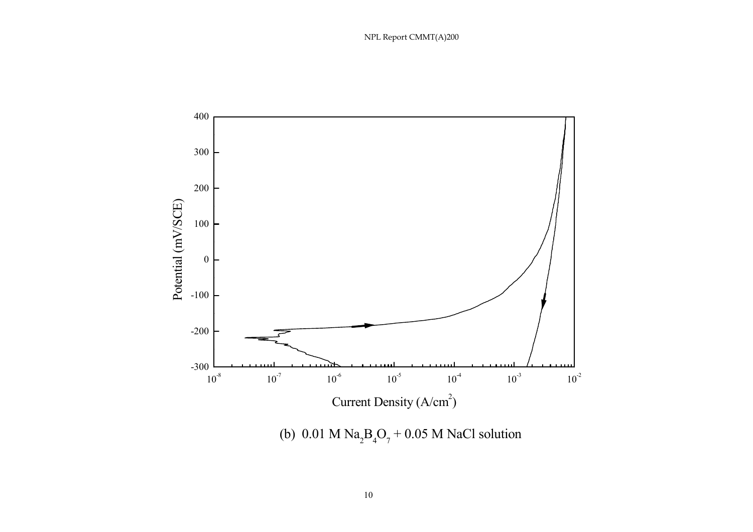(b) 0.01 M $Na_2B_4O_7$ + 0.05 M NaCl solution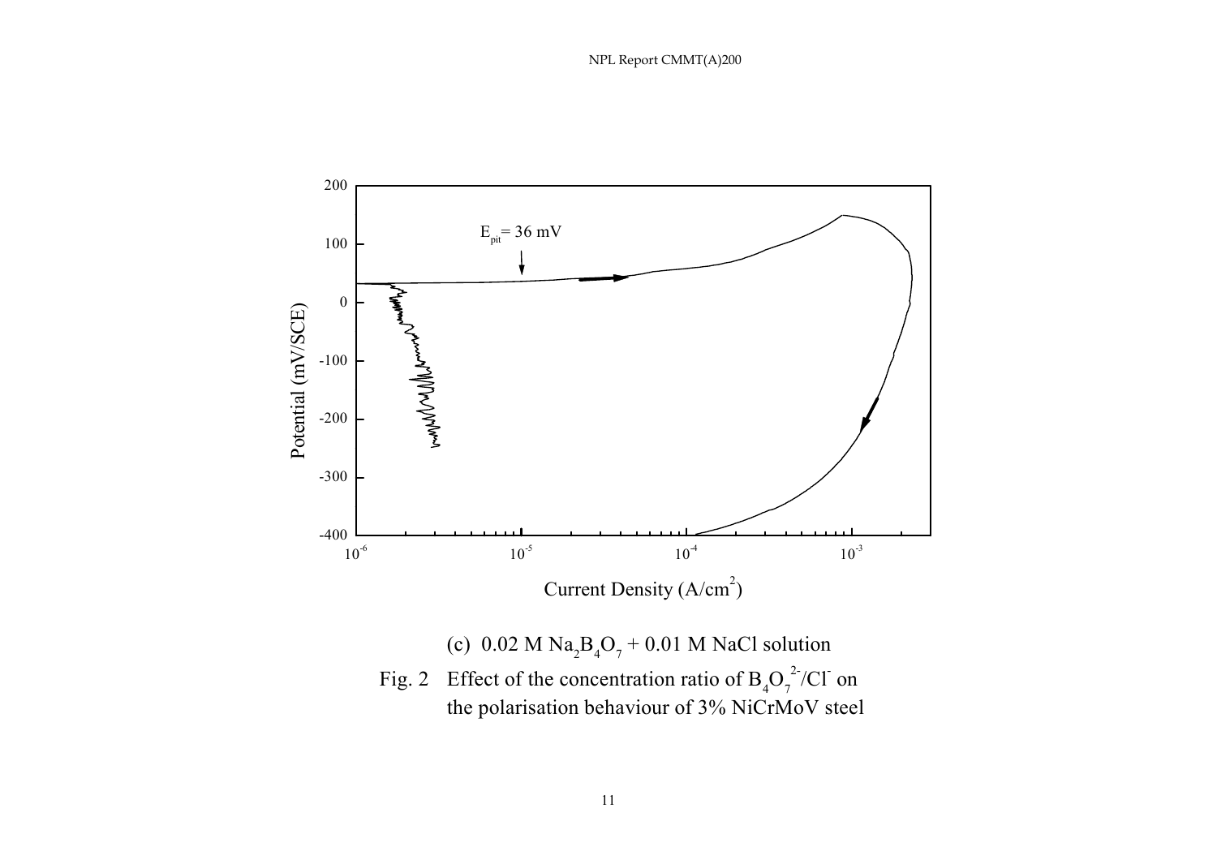(c) 0.02 M $Na_2B_4O_7$ + 0.01 M NaCl solution

Fig. 2 Effect of the concentration ratio of $B_4O_7^{2-}/Cl^-$ on the polarisation behaviour of 3% NiCrMoV steel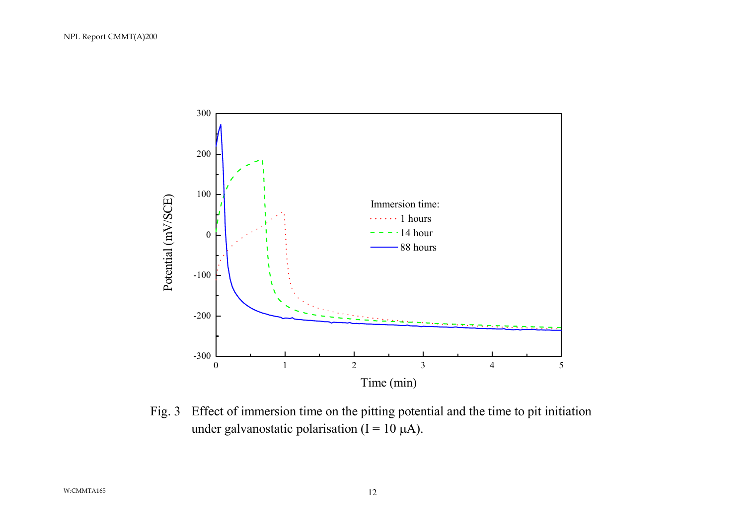Fig. 3 Effect of immersion time on the pitting potential and the time to pit initiation under galvanostatic polarisation (I = 10 μA).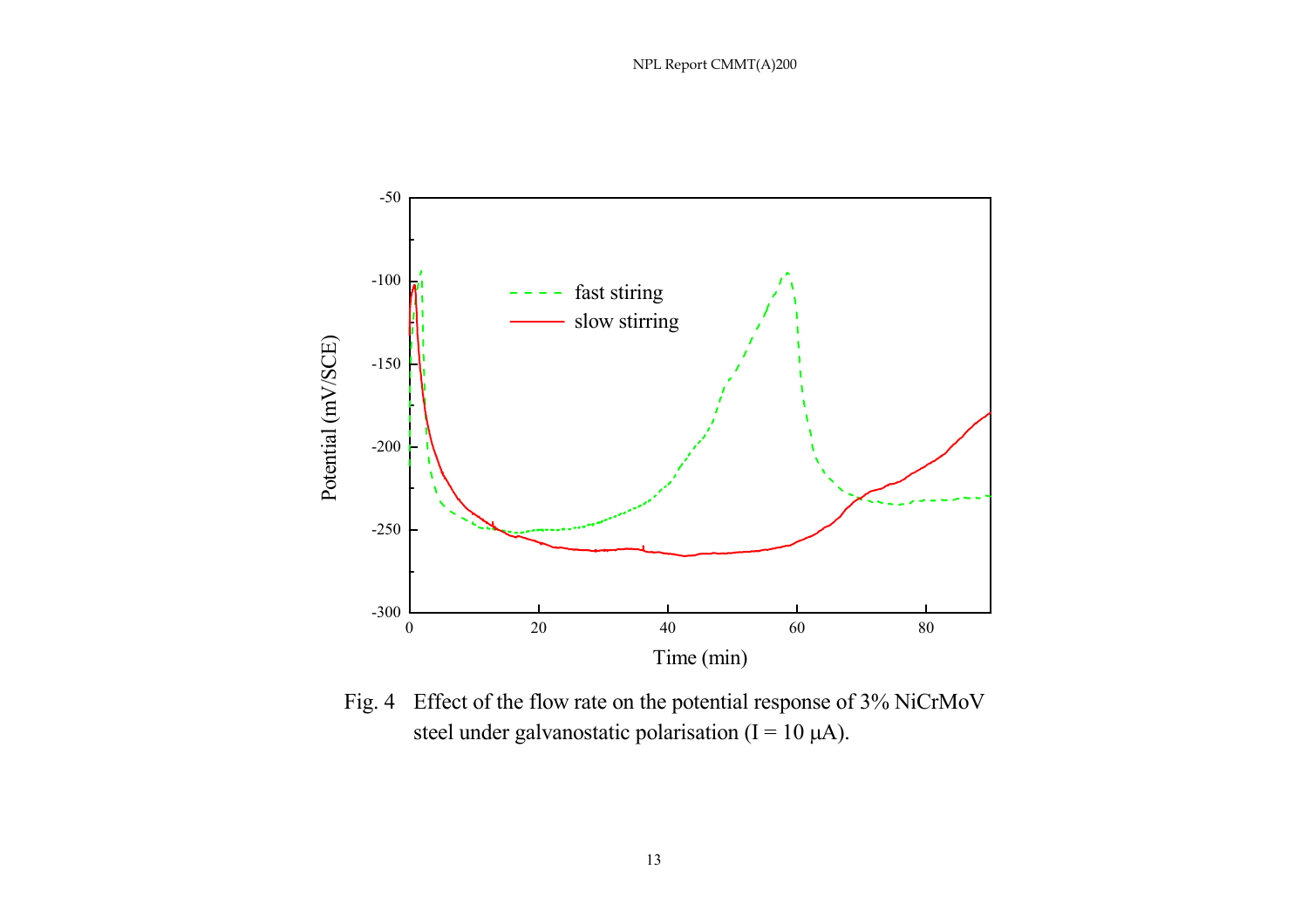Fig. 4 Effect of the flow rate on the potential response of 3% NiCrMoV steel under galvanostatic polarisation (I = 10 μA).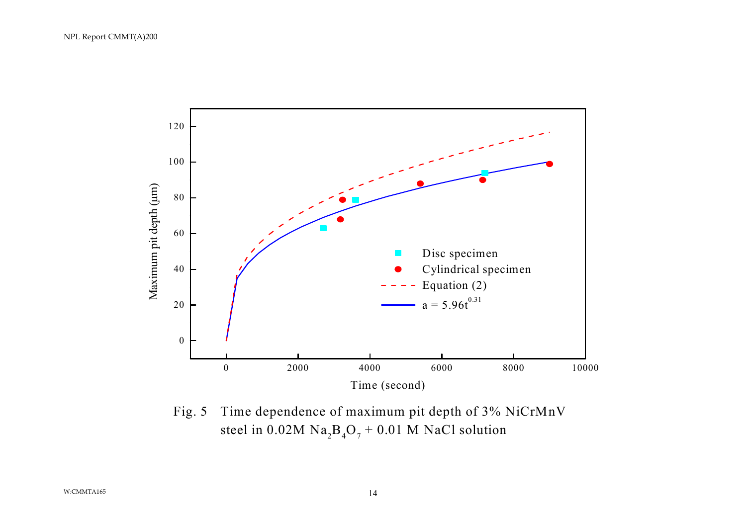Fig. 5 Time dependence of maximum pit depth of 3% NiCrMnV steel in 0.02M $Na_2B_4O_7$ + 0.01 M NaCl solution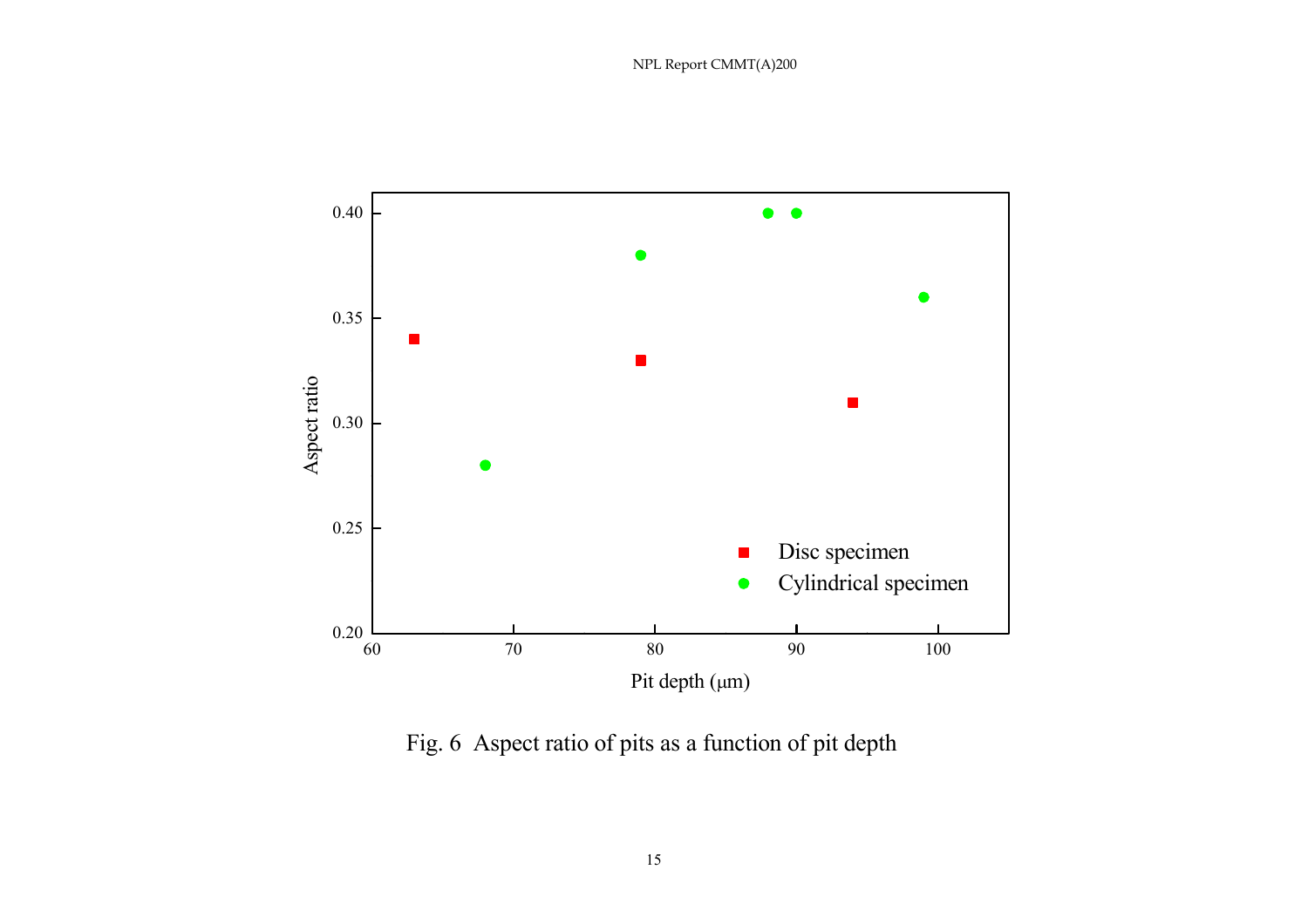0.40

0.35

0.30

0.25

0.20

Aspect ratio

60

70

80

90

100

Pit depth (μm)

Disc specimen

Cylindrical specimen

Fig. 6 Aspect ratio of pits as a function of pit depth